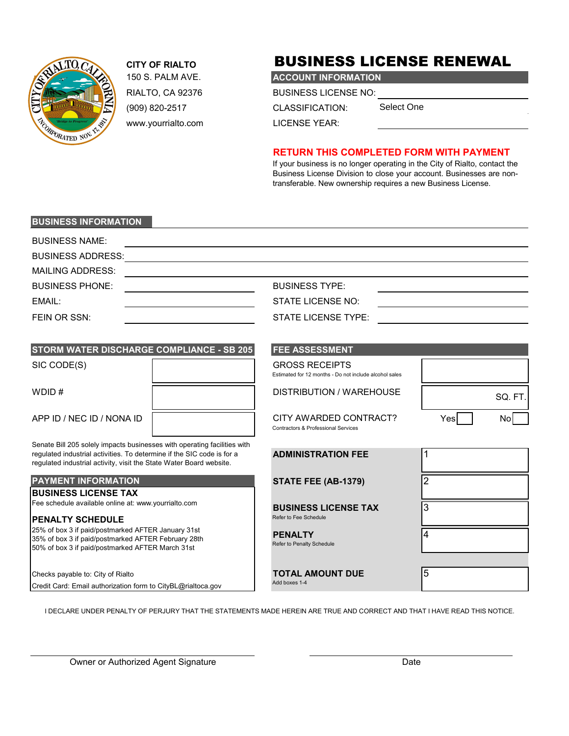**CITY OF RIALTO**
150 S. PALM AVE.
RIALTO, CA 92376
(909) 820-2517
www.yourrialto.com

# BUSINESS LICENSE RENEWAL

## ACCOUNT INFORMATION

BUSINESS LICENSE NO: ____________________

CLASSIFICATION: Select One

LICENSE YEAR: ____________________

**RETURN THIS COMPLETED FORM WITH PAYMENT**

If your business is no longer operating in the City of Rialto, contact the Business License Division to close your account. Businesses are non-transferable. New ownership requires a new Business License.

## BUSINESS INFORMATION

BUSINESS NAME: ____________________

BUSINESS ADDRESS: ____________________

MAILING ADDRESS: ____________________

BUSINESS PHONE: ____________________ BUSINESS TYPE: ____________________

EMAIL: ____________________ STATE LICENSE NO: ____________________

FEIN OR SSN: ____________________ STATE LICENSE TYPE: ____________________

## STORM WATER DISCHARGE COMPLIANCE - SB 205

| Field | Value |
|---|---|
| SIC CODE(S) | |
| WDID # | |
| APP ID / NEC ID / NONA ID | |

Senate Bill 205 solely impacts businesses with operating facilities with regulated industrial activities. To determine if the SIC code is for a regulated industrial activity, visit the State Water Board website.

## PAYMENT INFORMATION

**BUSINESS LICENSE TAX**
Fee schedule available online at: www.yourrialto.com

**PENALTY SCHEDULE**
25% of box 3 if paid/postmarked AFTER January 31st
35% of box 3 if paid/postmarked AFTER February 28th
50% of box 3 if paid/postmarked AFTER March 31st

Checks payable to: City of Rialto
Credit Card: Email authorization form to CityBL@rialtoca.gov

## FEE ASSESSMENT

| Item | Amount |
|---|---|
| GROSS RECEIPTS (Estimated for 12 months - Do not include alcohol sales) | |
| DISTRIBUTION / WAREHOUSE | SQ. FT. |
| CITY AWARDED CONTRACT? (Contractors & Professional Services) | Yes ☐ No ☐ |
| **ADMINISTRATION FEE** | 1 |
| **STATE FEE (AB-1379)** | 2 |
| **BUSINESS LICENSE TAX** (Refer to Fee Schedule) | 3 |
| **PENALTY** (Refer to Penalty Schedule) | 4 |
| **TOTAL AMOUNT DUE** (Add boxes 1-4) | 5 |

I DECLARE UNDER PENALTY OF PERJURY THAT THE STATEMENTS MADE HEREIN ARE TRUE AND CORRECT AND THAT I HAVE READ THIS NOTICE.

____________________ ____________________
Owner or Authorized Agent Signature Date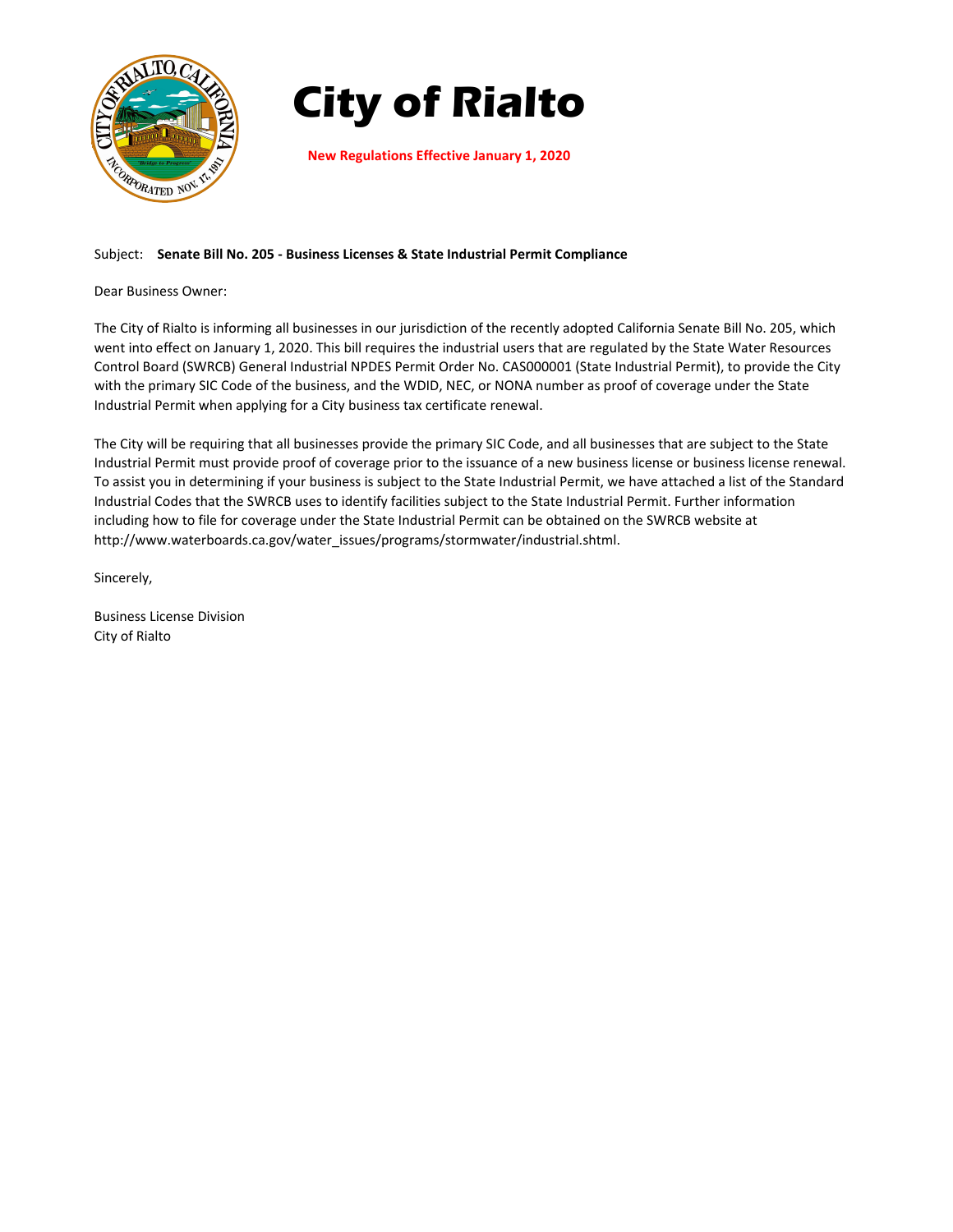# City of Rialto

**New Regulations Effective January 1, 2020**

Subject: **Senate Bill No. 205 - Business Licenses & State Industrial Permit Compliance**

Dear Business Owner:

The City of Rialto is informing all businesses in our jurisdiction of the recently adopted California Senate Bill No. 205, which went into effect on January 1, 2020. This bill requires the industrial users that are regulated by the State Water Resources Control Board (SWRCB) General Industrial NPDES Permit Order No. CAS000001 (State Industrial Permit), to provide the City with the primary SIC Code of the business, and the WDID, NEC, or NONA number as proof of coverage under the State Industrial Permit when applying for a City business tax certificate renewal.

The City will be requiring that all businesses provide the primary SIC Code, and all businesses that are subject to the State Industrial Permit must provide proof of coverage prior to the issuance of a new business license or business license renewal. To assist you in determining if your business is subject to the State Industrial Permit, we have attached a list of the Standard Industrial Codes that the SWRCB uses to identify facilities subject to the State Industrial Permit. Further information including how to file for coverage under the State Industrial Permit can be obtained on the SWRCB website at http://www.waterboards.ca.gov/water_issues/programs/stormwater/industrial.shtml.

Sincerely,

Business License Division
City of Rialto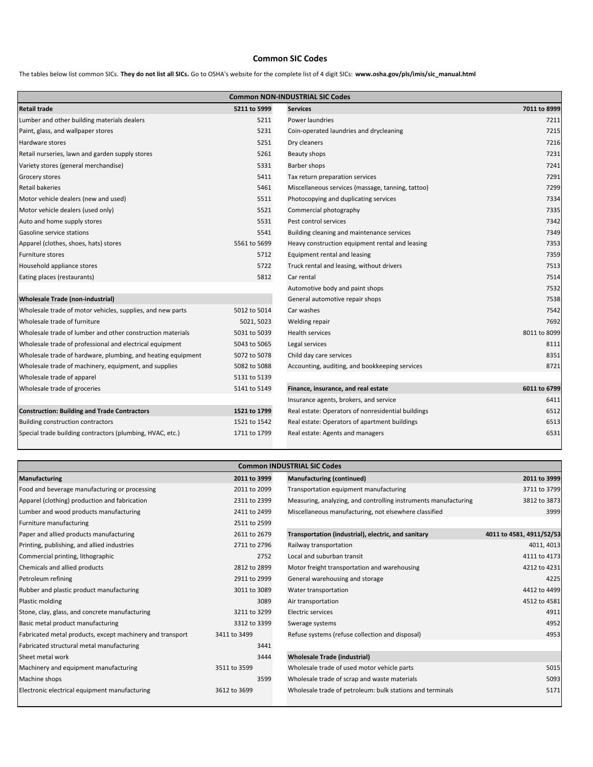# Common SIC Codes

The tables below list common SICs. **They do not list all SICs.** Go to OSHA's website for the complete list of 4 digit SICs: **www.osha.gov/pls/imis/sic_manual.html**

| Common NON-INDUSTRIAL SIC Codes | | | |
|---|---|---|---|
| **Retail trade** | **5211 to 5999** | **Services** | **7011 to 8999** |
| Lumber and other building materials dealers | 5211 | Power laundries | 7211 |
| Paint, glass, and wallpaper stores | 5231 | Coin-operated laundries and drycleaning | 7215 |
| Hardware stores | 5251 | Dry cleaners | 7216 |
| Retail nurseries, lawn and garden supply stores | 5261 | Beauty shops | 7231 |
| Variety stores (general merchandise) | 5331 | Barber shops | 7241 |
| Grocery stores | 5411 | Tax return preparation services | 7291 |
| Retail bakeries | 5461 | Miscellaneous services (massage, tanning, tattoo) | 7299 |
| Motor vehicle dealers (new and used) | 5511 | Photocopying and duplicating services | 7334 |
| Motor vehicle dealers (used only) | 5521 | Commercial photography | 7335 |
| Auto and home supply stores | 5531 | Pest control services | 7342 |
| Gasoline service stations | 5541 | Building cleaning and maintenance services | 7349 |
| Apparel (clothes, shoes, hats) stores | 5561 to 5699 | Heavy construction equipment rental and leasing | 7353 |
| Furniture stores | 5712 | Equipment rental and leasing | 7359 |
| Household appliance stores | 5722 | Truck rental and leasing, without drivers | 7513 |
| Eating places (restaurants) | 5812 | Car rental | 7514 |
| | | Automotive body and paint shops | 7532 |
| **Wholesale Trade (non-industrial)** | | General automotive repair shops | 7538 |
| Wholesale trade of motor vehicles, supplies, and new parts | 5012 to 5014 | Car washes | 7542 |
| Wholesale trade of furniture | 5021, 5023 | Welding repair | 7692 |
| Wholesale trade of lumber and other construction materials | 5031 to 5039 | Health services | 8011 to 8099 |
| Wholesale trade of professional and electrical equipment | 5043 to 5065 | Legal services | 8111 |
| Wholesale trade of hardware, plumbing, and heating equipment | 5072 to 5078 | Child day care services | 8351 |
| Wholesale trade of machinery, equipment, and supplies | 5082 to 5088 | Accounting, auditing, and bookkeeping services | 8721 |
| Wholesale trade of apparel | 5131 to 5139 | | |
| Wholesale trade of groceries | 5141 to 5149 | **Finance, insurance, and real estate** | **6011 to 6799** |
| | | Insurance agents, brokers, and service | 6411 |
| **Construction: Building and Trade Contractors** | **1521 to 1799** | Real estate: Operators of nonresidential buildings | 6512 |
| Building construction contractors | 1521 to 1542 | Real estate: Operators of apartment buildings | 6513 |
| Special trade building contractors (plumbing, HVAC, etc.) | 1711 to 1799 | Real estate: Agents and managers | 6531 |

| Common INDUSTRIAL SIC Codes | | | |
|---|---|---|---|
| **Manufacturing** | **2011 to 3999** | **Manufacturing (continued)** | **2011 to 3999** |
| Food and beverage manufacturing or processing | 2011 to 2099 | Transportation equipment manufacturing | 3711 to 3799 |
| Apparel (clothing) production and fabrication | 2311 to 2399 | Measuring, analyzing, and controlling instruments manufacturing | 3812 to 3873 |
| Lumber and wood products manufacturing | 2411 to 2499 | Miscellaneous manufacturing, not elsewhere classified | 3999 |
| Furniture manufacturing | 2511 to 2599 | | |
| Paper and allied products manufacturing | 2611 to 2679 | **Transportation (industrial), electric, and sanitary** | **4011 to 4581, 4911/52/53** |
| Printing, publishing, and allied industries | 2711 to 2796 | Railway transportation | 4011, 4013 |
| Commercial printing, lithographic | 2752 | Local and suburban transit | 4111 to 4173 |
| Chemicals and allied products | 2812 to 2899 | Motor freight transportation and warehousing | 4212 to 4231 |
| Petroleum refining | 2911 to 2999 | General warehousing and storage | 4225 |
| Rubber and plastic product manufacturing | 3011 to 3089 | Water transportation | 4412 to 4499 |
| Plastic molding | 3089 | Air transportation | 4512 to 4581 |
| Stone, clay, glass, and concrete manufacturing | 3211 to 3299 | Electric services | 4911 |
| Basic metal product manufacturing | 3312 to 3399 | Swerage systems | 4952 |
| Fabricated metal products, except machinery and transport | 3411 to 3499 | Refuse systems (refuse collection and disposal) | 4953 |
| Fabricated structural metal manufacturing | 3441 | | |
| Sheet metal work | 3444 | **Wholesale Trade (industrial)** | |
| Machinery and equipment manufacturing | 3511 to 3599 | Wholesale trade of used motor vehicle parts | 5015 |
| Machine shops | 3599 | Wholesale trade of scrap and waste materials | 5093 |
| Electronic electrical equipment manufacturing | 3612 to 3699 | Wholesale trade of petroleum: bulk stations and terminals | 5171 |